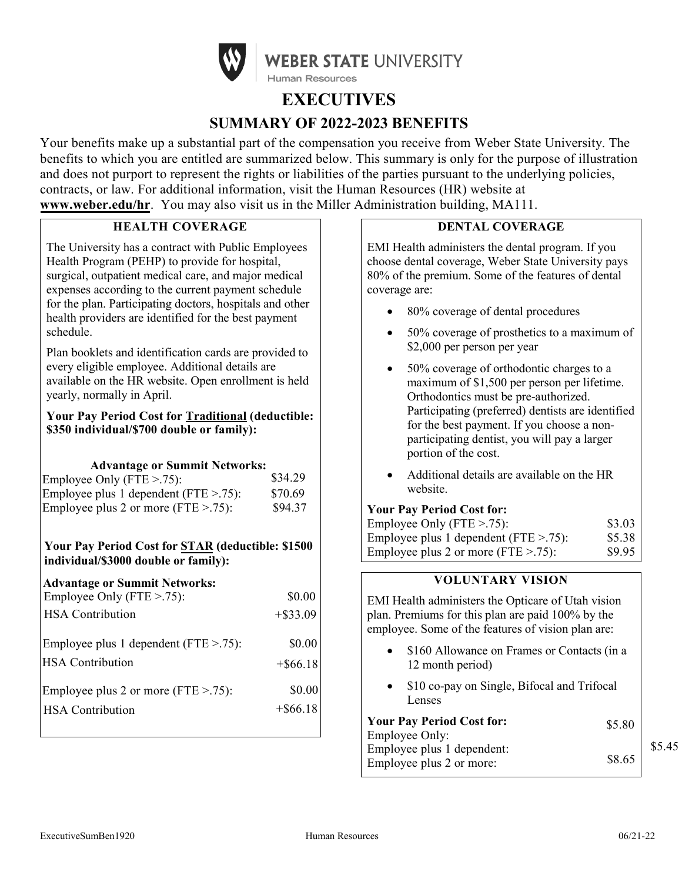WEBER STATE UNIVERSITY
Human Resources

# EXECUTIVES

## SUMMARY OF 2022-2023 BENEFITS

Your benefits make up a substantial part of the compensation you receive from Weber State University. The benefits to which you are entitled are summarized below. This summary is only for the purpose of illustration and does not purport to represent the rights or liabilities of the parties pursuant to the underlying policies, contracts, or law. For additional information, visit the Human Resources (HR) website at **www.weber.edu/hr**. You may also visit us in the Miller Administration building, MA111.

### HEALTH COVERAGE

The University has a contract with Public Employees Health Program (PEHP) to provide for hospital, surgical, outpatient medical care, and major medical expenses according to the current payment schedule for the plan. Participating doctors, hospitals and other health providers are identified for the best payment schedule.

Plan booklets and identification cards are provided to every eligible employee. Additional details are available on the HR website. Open enrollment is held yearly, normally in April.

**Your Pay Period Cost for Traditional (deductible: $350 individual/$700 double or family):**

**Advantage or Summit Networks:**

| | |
|---|---|
| Employee Only (FTE >.75): | $34.29 |
| Employee plus 1 dependent (FTE >.75): | $70.69 |
| Employee plus 2 or more (FTE >.75): | $94.37 |

**Your Pay Period Cost for STAR (deductible: $1500 individual/$3000 double or family):**

**Advantage or Summit Networks:**

| | |
|---|---|
| Employee Only (FTE >.75): | $0.00 |
| HSA Contribution | +$33.09 |
| Employee plus 1 dependent (FTE >.75): | $0.00 |
| HSA Contribution | +$66.18 |
| Employee plus 2 or more (FTE >.75): | $0.00 |
| HSA Contribution | +$66.18 |

### DENTAL COVERAGE

EMI Health administers the dental program. If you choose dental coverage, Weber State University pays 80% of the premium. Some of the features of dental coverage are:

- 80% coverage of dental procedures
- 50% coverage of prosthetics to a maximum of $2,000 per person per year
- 50% coverage of orthodontic charges to a maximum of $1,500 per person per lifetime. Orthodontics must be pre-authorized. Participating (preferred) dentists are identified for the best payment. If you choose a non-participating dentist, you will pay a larger portion of the cost.
- Additional details are available on the HR website.

**Your Pay Period Cost for:**

| | |
|---|---|
| Employee Only (FTE >.75): | $3.03 |
| Employee plus 1 dependent (FTE >.75): | $5.38 |
| Employee plus 2 or more (FTE >.75): | $9.95 |

### VOLUNTARY VISION

EMI Health administers the Opticare of Utah vision plan. Premiums for this plan are paid 100% by the employee. Some of the features of vision plan are:

- $160 Allowance on Frames or Contacts (in a 12 month period)
- $10 co-pay on Single, Bifocal and Trifocal Lenses

**Your Pay Period Cost for:**

| | |
|---|---|
| Employee Only: | $5.80 |
| Employee plus 1 dependent: | $5.45 |
| Employee plus 2 or more: | $8.65 |

ExecutiveSumBen1920 Human Resources 06/21-22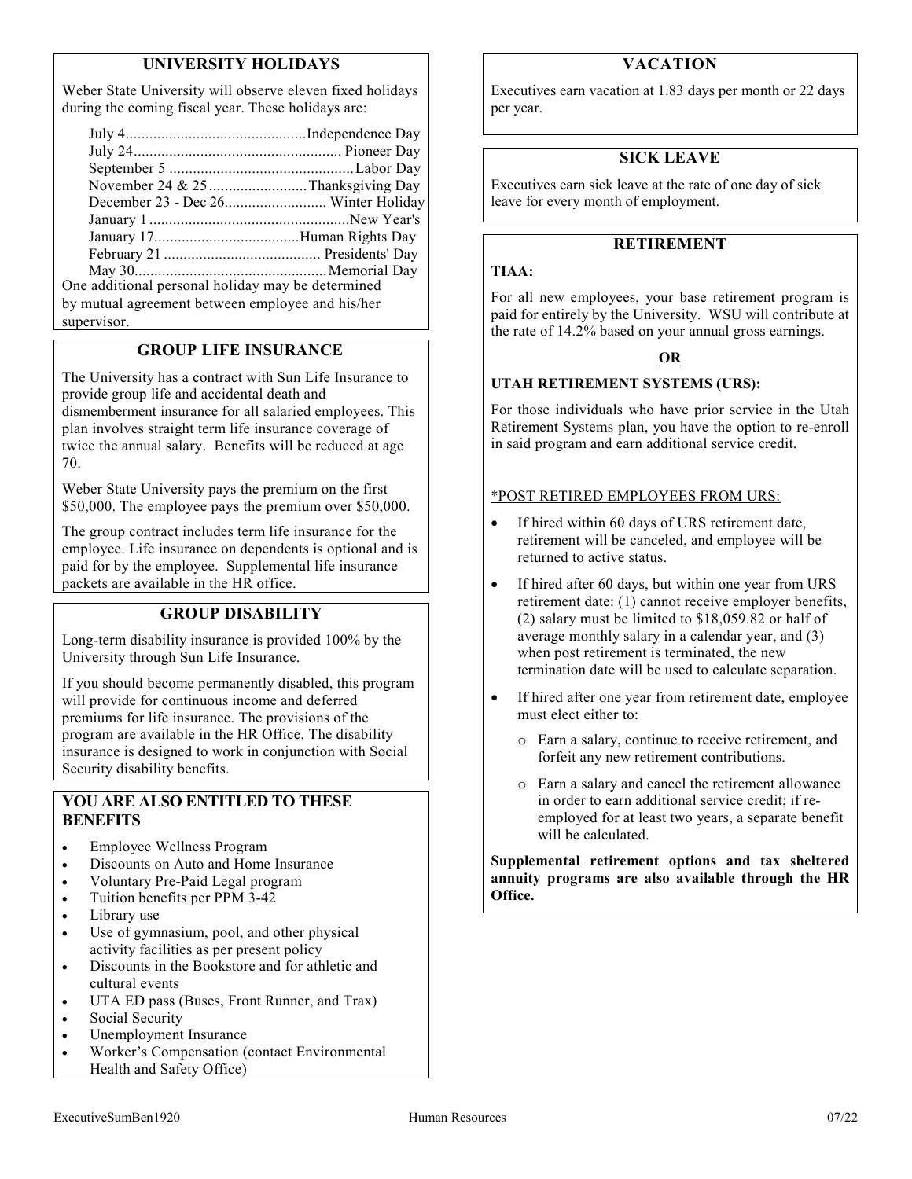## UNIVERSITY HOLIDAYS

Weber State University will observe eleven fixed holidays during the coming fiscal year. These holidays are:

| | |
|---|---|
| July 4 | Independence Day |
| July 24 | Pioneer Day |
| September 5 | Labor Day |
| November 24 & 25 | Thanksgiving Day |
| December 23 - Dec 26 | Winter Holiday |
| January 1 | New Year's |
| January 17 | Human Rights Day |
| February 21 | Presidents' Day |
| May 30 | Memorial Day |

One additional personal holiday may be determined by mutual agreement between employee and his/her supervisor.

## GROUP LIFE INSURANCE

The University has a contract with Sun Life Insurance to provide group life and accidental death and dismemberment insurance for all salaried employees. This plan involves straight term life insurance coverage of twice the annual salary. Benefits will be reduced at age 70.

Weber State University pays the premium on the first $50,000. The employee pays the premium over $50,000.

The group contract includes term life insurance for the employee. Life insurance on dependents is optional and is paid for by the employee. Supplemental life insurance packets are available in the HR office.

## GROUP DISABILITY

Long-term disability insurance is provided 100% by the University through Sun Life Insurance.

If you should become permanently disabled, this program will provide for continuous income and deferred premiums for life insurance. The provisions of the program are available in the HR Office. The disability insurance is designed to work in conjunction with Social Security disability benefits.

## YOU ARE ALSO ENTITLED TO THESE BENEFITS

- Employee Wellness Program
- Discounts on Auto and Home Insurance
- Voluntary Pre-Paid Legal program
- Tuition benefits per PPM 3-42
- Library use
- Use of gymnasium, pool, and other physical activity facilities as per present policy
- Discounts in the Bookstore and for athletic and cultural events
- UTA ED pass (Buses, Front Runner, and Trax)
- Social Security
- Unemployment Insurance
- Worker's Compensation (contact Environmental Health and Safety Office)

## VACATION

Executives earn vacation at 1.83 days per month or 22 days per year.

## SICK LEAVE

Executives earn sick leave at the rate of one day of sick leave for every month of employment.

## RETIREMENT

**TIAA:**

For all new employees, your base retirement program is paid for entirely by the University. WSU will contribute at the rate of 14.2% based on your annual gross earnings.

**OR**

**UTAH RETIREMENT SYSTEMS (URS):**

For those individuals who have prior service in the Utah Retirement Systems plan, you have the option to re-enroll in said program and earn additional service credit.

*POST RETIRED EMPLOYEES FROM URS:

- If hired within 60 days of URS retirement date, retirement will be canceled, and employee will be returned to active status.
- If hired after 60 days, but within one year from URS retirement date: (1) cannot receive employer benefits, (2) salary must be limited to $18,059.82 or half of average monthly salary in a calendar year, and (3) when post retirement is terminated, the new termination date will be used to calculate separation.
- If hired after one year from retirement date, employee must elect either to:
  - Earn a salary, continue to receive retirement, and forfeit any new retirement contributions.
  - Earn a salary and cancel the retirement allowance in order to earn additional service credit; if re-employed for at least two years, a separate benefit will be calculated.

**Supplemental retirement options and tax sheltered annuity programs are also available through the HR Office.**